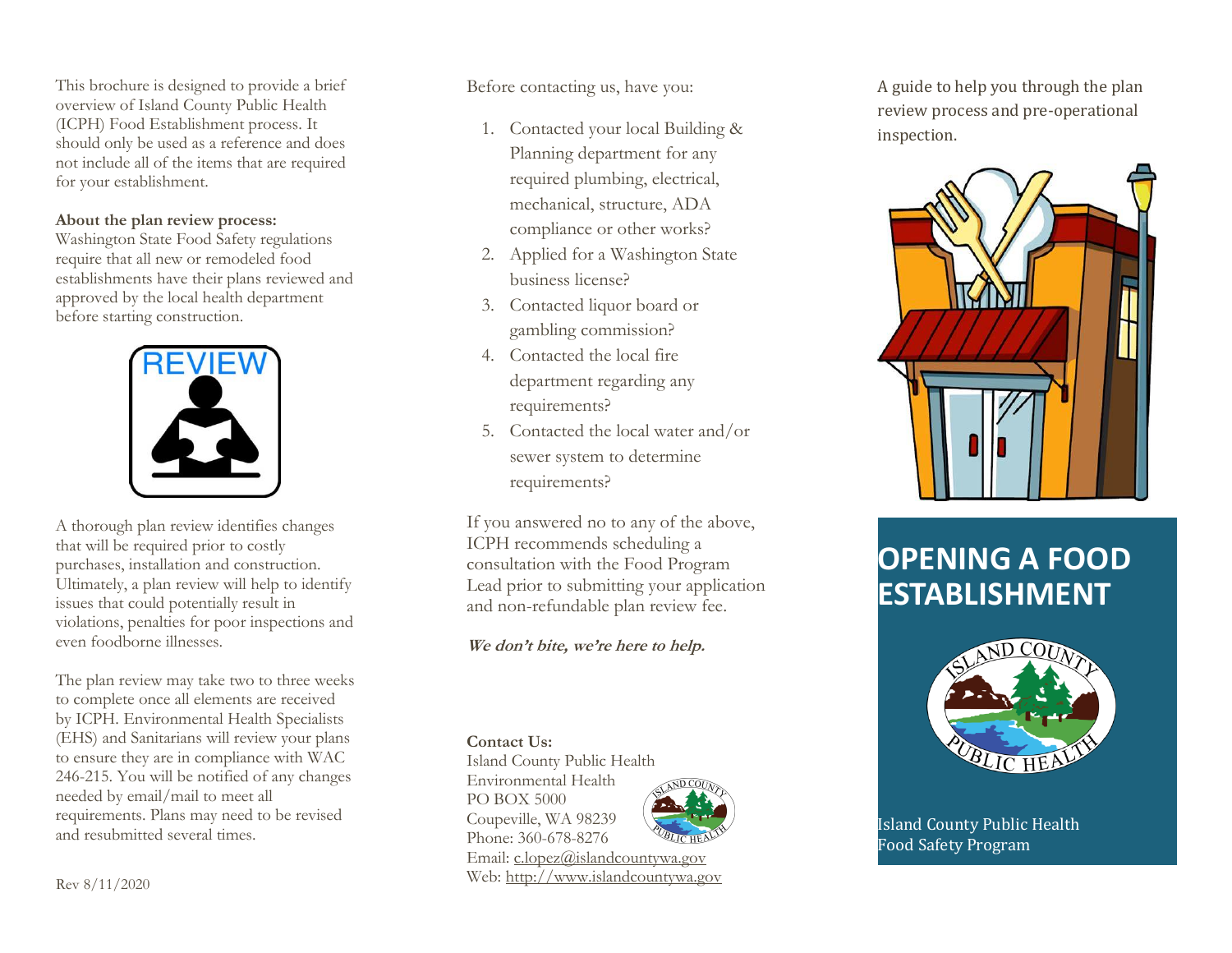This brochure is designed to provide a brief overview of Island County Public Health (ICPH) Food Establishment process. It should only be used as a reference and does not include all of the items that are required for your establishment.

**About the plan review process:**
Washington State Food Safety regulations require that all new or remodeled food establishments have their plans reviewed and approved by the local health department before starting construction.

A thorough plan review identifies changes that will be required prior to costly purchases, installation and construction. Ultimately, a plan review will help to identify issues that could potentially result in violations, penalties for poor inspections and even foodborne illnesses.

The plan review may take two to three weeks to complete once all elements are received by ICPH. Environmental Health Specialists (EHS) and Sanitarians will review your plans to ensure they are in compliance with WAC 246-215. You will be notified of any changes needed by email/mail to meet all requirements. Plans may need to be revised and resubmitted several times.

Rev 8/11/2020

Before contacting us, have you:

1. Contacted your local Building & Planning department for any required plumbing, electrical, mechanical, structure, ADA compliance or other works?
2. Applied for a Washington State business license?
3. Contacted liquor board or gambling commission?
4. Contacted the local fire department regarding any requirements?
5. Contacted the local water and/or sewer system to determine requirements?

If you answered no to any of the above, ICPH recommends scheduling a consultation with the Food Program Lead prior to submitting your application and non-refundable plan review fee.

***We don't bite, we're here to help.***

**Contact Us:**
Island County Public Health
Environmental Health
PO BOX 5000
Coupeville, WA 98239
Phone: 360-678-8276
Email: c.lopez@islandcountywa.gov
Web: http://www.islandcountywa.gov

A guide to help you through the plan review process and pre-operational inspection.

# OPENING A FOOD ESTABLISHMENT

Island County Public Health
Food Safety Program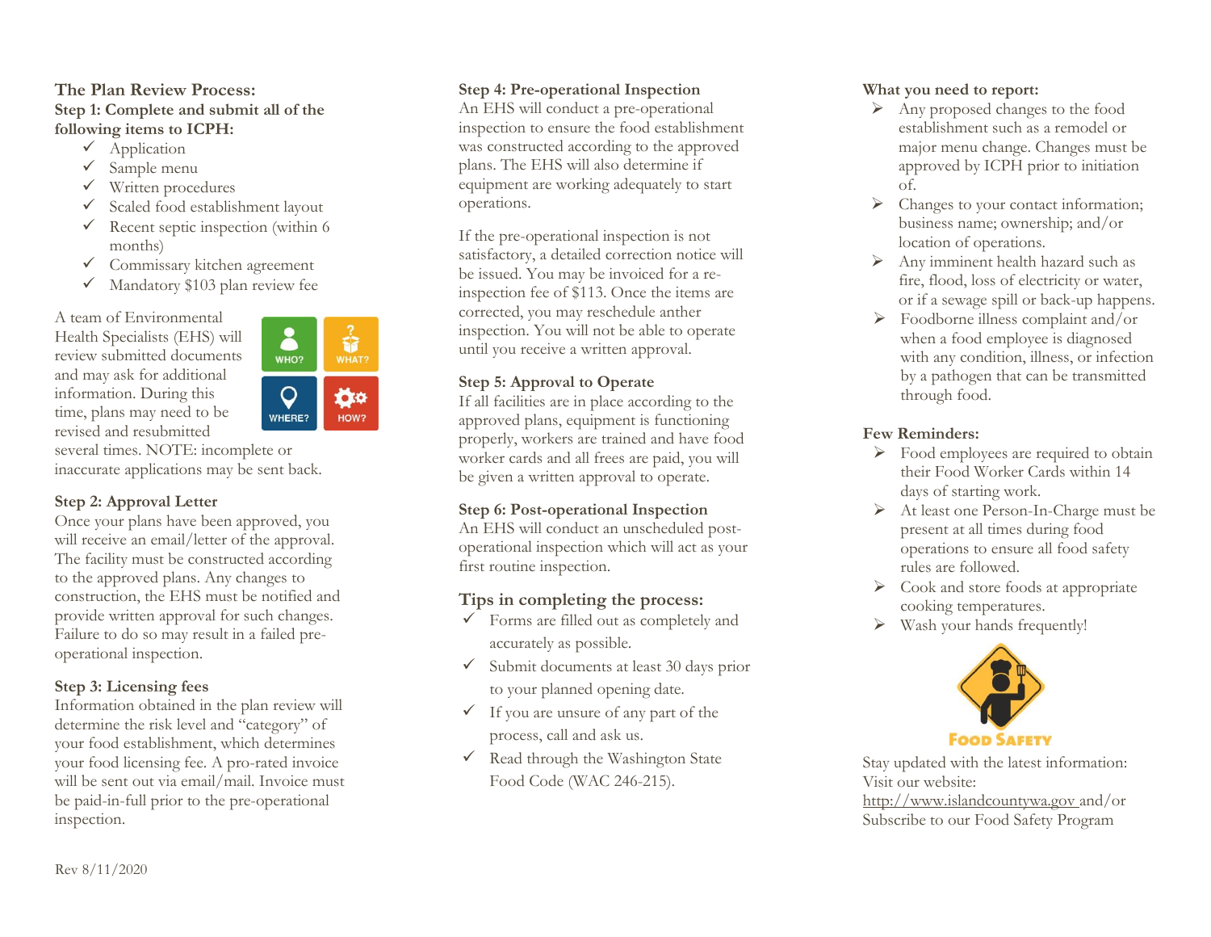## The Plan Review Process:

### Step 1: Complete and submit all of the following items to ICPH:

- ✓ Application
- ✓ Sample menu
- ✓ Written procedures
- ✓ Scaled food establishment layout
- ✓ Recent septic inspection (within 6 months)
- ✓ Commissary kitchen agreement
- ✓ Mandatory $103 plan review fee

A team of Environmental Health Specialists (EHS) will review submitted documents and may ask for additional information. During this time, plans may need to be revised and resubmitted several times. NOTE: incomplete or inaccurate applications may be sent back.

WHO? WHAT? WHERE? HOW?

### Step 2: Approval Letter

Once your plans have been approved, you will receive an email/letter of the approval. The facility must be constructed according to the approved plans. Any changes to construction, the EHS must be notified and provide written approval for such changes. Failure to do so may result in a failed pre-operational inspection.

### Step 3: Licensing fees

Information obtained in the plan review will determine the risk level and "category" of your food establishment, which determines your food licensing fee. A pro-rated invoice will be sent out via email/mail. Invoice must be paid-in-full prior to the pre-operational inspection.

Rev 8/11/2020

### Step 4: Pre-operational Inspection

An EHS will conduct a pre-operational inspection to ensure the food establishment was constructed according to the approved plans. The EHS will also determine if equipment are working adequately to start operations.

If the pre-operational inspection is not satisfactory, a detailed correction notice will be issued. You may be invoiced for a re-inspection fee of $113. Once the items are corrected, you may reschedule anther inspection. You will not be able to operate until you receive a written approval.

### Step 5: Approval to Operate

If all facilities are in place according to the approved plans, equipment is functioning properly, workers are trained and have food worker cards and all frees are paid, you will be given a written approval to operate.

### Step 6: Post-operational Inspection

An EHS will conduct an unscheduled post-operational inspection which will act as your first routine inspection.

## Tips in completing the process:

- ✓ Forms are filled out as completely and accurately as possible.
- ✓ Submit documents at least 30 days prior to your planned opening date.
- ✓ If you are unsure of any part of the process, call and ask us.
- ✓ Read through the Washington State Food Code (WAC 246-215).

### What you need to report:

- ➢ Any proposed changes to the food establishment such as a remodel or major menu change. Changes must be approved by ICPH prior to initiation of.
- ➢ Changes to your contact information; business name; ownership; and/or location of operations.
- ➢ Any imminent health hazard such as fire, flood, loss of electricity or water, or if a sewage spill or back-up happens.
- ➢ Foodborne illness complaint and/or when a food employee is diagnosed with any condition, illness, or infection by a pathogen that can be transmitted through food.

### Few Reminders:

- ➢ Food employees are required to obtain their Food Worker Cards within 14 days of starting work.
- ➢ At least one Person-In-Charge must be present at all times during food operations to ensure all food safety rules are followed.
- ➢ Cook and store foods at appropriate cooking temperatures.
- ➢ Wash your hands frequently!

FOOD SAFETY

Stay updated with the latest information:
Visit our website:
http://www.islandcountywa.gov and/or
Subscribe to our Food Safety Program